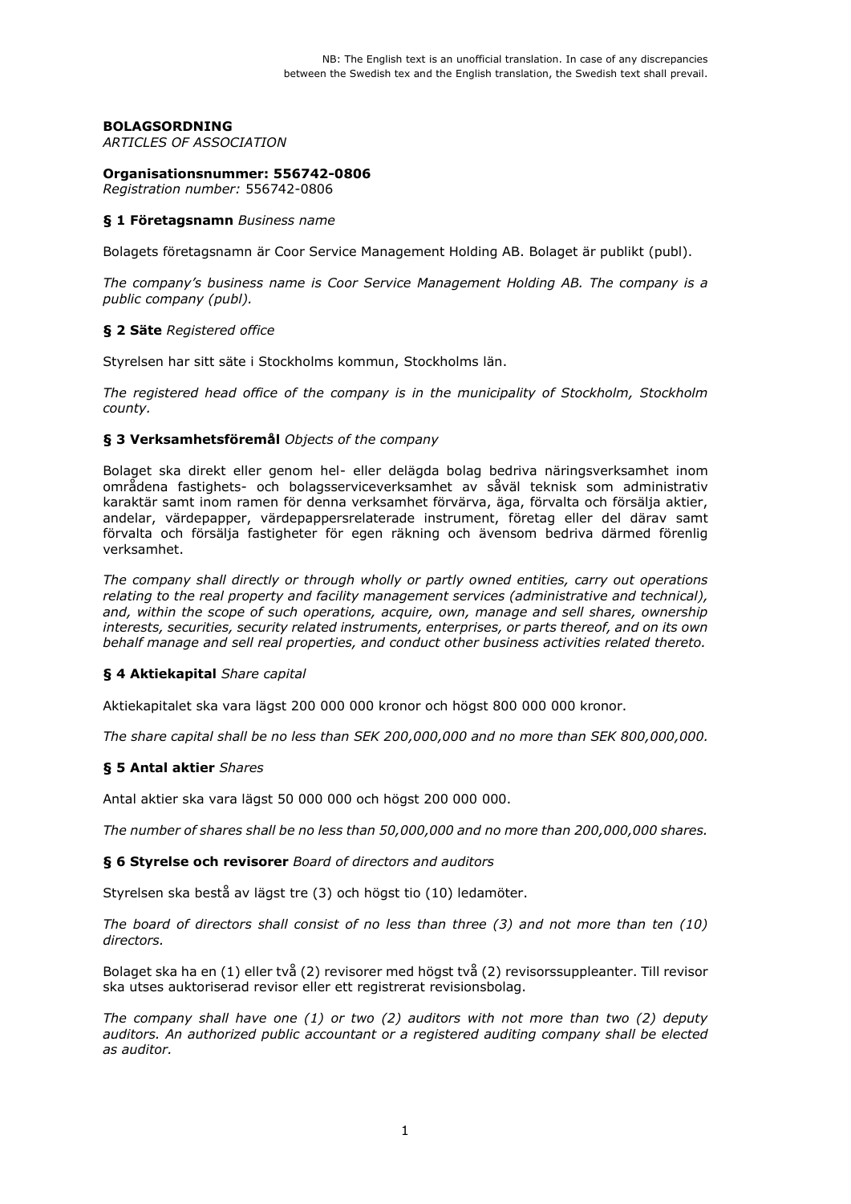NB: The English text is an unofficial translation. In case of any discrepancies between the Swedish tex and the English translation, the Swedish text shall prevail.

**BOLAGSORDNING**
*ARTICLES OF ASSOCIATION*

**Organisationsnummer: 556742-0806**
*Registration number:* 556742-0806

### § 1 Företagsnamn *Business name*

Bolagets företagsnamn är Coor Service Management Holding AB. Bolaget är publikt (publ).

*The company's business name is Coor Service Management Holding AB. The company is a public company (publ).*

### § 2 Säte *Registered office*

Styrelsen har sitt säte i Stockholms kommun, Stockholms län.

*The registered head office of the company is in the municipality of Stockholm, Stockholm county.*

### § 3 Verksamhetsföremål *Objects of the company*

Bolaget ska direkt eller genom hel- eller delägda bolag bedriva näringsverksamhet inom områdena fastighets- och bolagsserviceverksamhet av såväl teknisk som administrativ karaktär samt inom ramen för denna verksamhet förvärva, äga, förvalta och försälja aktier, andelar, värdepapper, värdepappersrelaterade instrument, företag eller del därav samt förvalta och försälja fastigheter för egen räkning och ävensom bedriva därmed förenlig verksamhet.

*The company shall directly or through wholly or partly owned entities, carry out operations relating to the real property and facility management services (administrative and technical), and, within the scope of such operations, acquire, own, manage and sell shares, ownership interests, securities, security related instruments, enterprises, or parts thereof, and on its own behalf manage and sell real properties, and conduct other business activities related thereto.*

### § 4 Aktiekapital *Share capital*

Aktiekapitalet ska vara lägst 200 000 000 kronor och högst 800 000 000 kronor.

*The share capital shall be no less than SEK 200,000,000 and no more than SEK 800,000,000.*

### § 5 Antal aktier *Shares*

Antal aktier ska vara lägst 50 000 000 och högst 200 000 000.

*The number of shares shall be no less than 50,000,000 and no more than 200,000,000 shares.*

### § 6 Styrelse och revisorer *Board of directors and auditors*

Styrelsen ska bestå av lägst tre (3) och högst tio (10) ledamöter.

*The board of directors shall consist of no less than three (3) and not more than ten (10) directors.*

Bolaget ska ha en (1) eller två (2) revisorer med högst två (2) revisorssuppleanter. Till revisor ska utses auktoriserad revisor eller ett registrerat revisionsbolag.

*The company shall have one (1) or two (2) auditors with not more than two (2) deputy auditors. An authorized public accountant or a registered auditing company shall be elected as auditor.*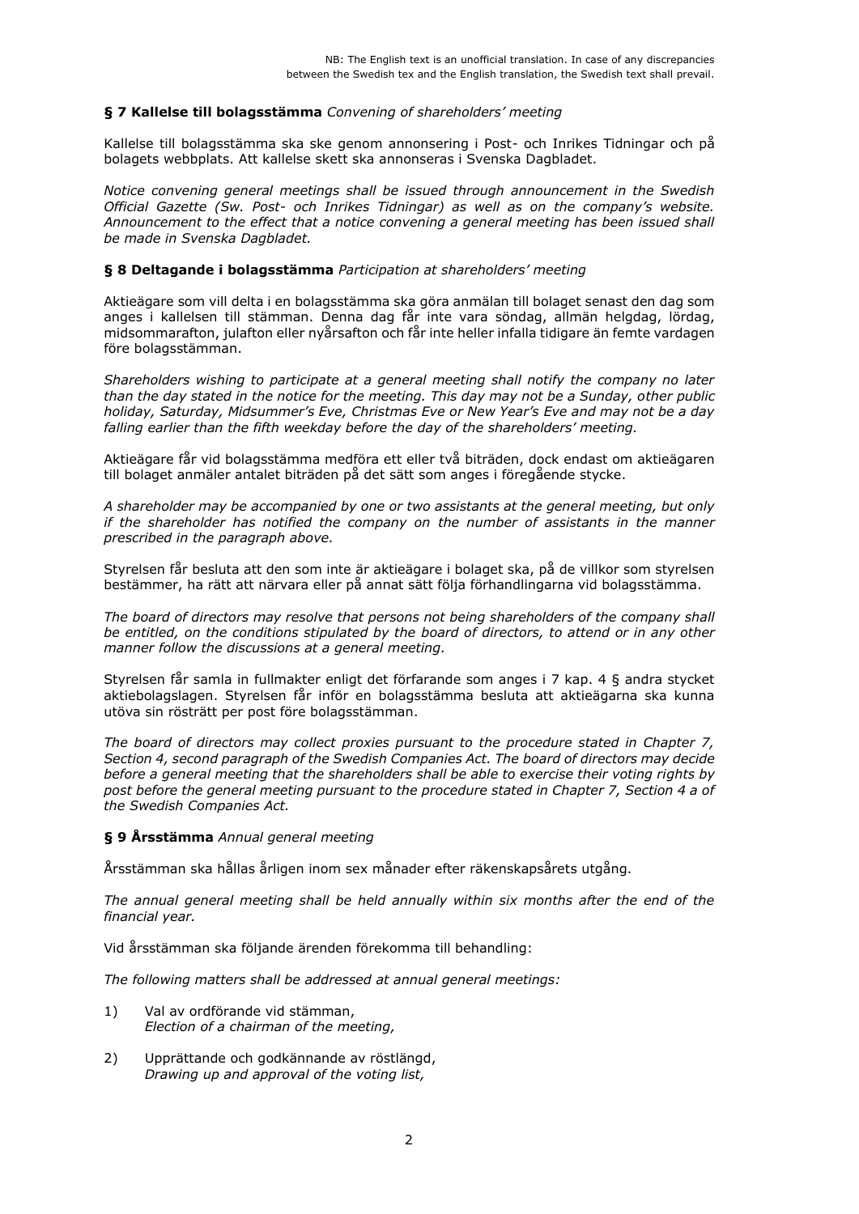NB: The English text is an unofficial translation. In case of any discrepancies between the Swedish tex and the English translation, the Swedish text shall prevail.

### § 7 Kallelse till bolagsstämma *Convening of shareholders' meeting*

Kallelse till bolagsstämma ska ske genom annonsering i Post- och Inrikes Tidningar och på bolagets webbplats. Att kallelse skett ska annonseras i Svenska Dagbladet.

*Notice convening general meetings shall be issued through announcement in the Swedish Official Gazette (Sw. Post- och Inrikes Tidningar) as well as on the company's website. Announcement to the effect that a notice convening a general meeting has been issued shall be made in Svenska Dagbladet.*

### § 8 Deltagande i bolagsstämma *Participation at shareholders' meeting*

Aktieägare som vill delta i en bolagsstämma ska göra anmälan till bolaget senast den dag som anges i kallelsen till stämman. Denna dag får inte vara söndag, allmän helgdag, lördag, midsommarafton, julafton eller nyårsafton och får inte heller infalla tidigare än femte vardagen före bolagsstämman.

*Shareholders wishing to participate at a general meeting shall notify the company no later than the day stated in the notice for the meeting. This day may not be a Sunday, other public holiday, Saturday, Midsummer's Eve, Christmas Eve or New Year's Eve and may not be a day falling earlier than the fifth weekday before the day of the shareholders' meeting.*

Aktieägare får vid bolagsstämma medföra ett eller två biträden, dock endast om aktieägaren till bolaget anmäler antalet biträden på det sätt som anges i föregående stycke.

*A shareholder may be accompanied by one or two assistants at the general meeting, but only if the shareholder has notified the company on the number of assistants in the manner prescribed in the paragraph above.*

Styrelsen får besluta att den som inte är aktieägare i bolaget ska, på de villkor som styrelsen bestämmer, ha rätt att närvara eller på annat sätt följa förhandlingarna vid bolagsstämma.

*The board of directors may resolve that persons not being shareholders of the company shall be entitled, on the conditions stipulated by the board of directors, to attend or in any other manner follow the discussions at a general meeting.*

Styrelsen får samla in fullmakter enligt det förfarande som anges i 7 kap. 4 § andra stycket aktiebolagslagen. Styrelsen får inför en bolagsstämma besluta att aktieägarna ska kunna utöva sin rösträtt per post före bolagsstämman.

*The board of directors may collect proxies pursuant to the procedure stated in Chapter 7, Section 4, second paragraph of the Swedish Companies Act. The board of directors may decide before a general meeting that the shareholders shall be able to exercise their voting rights by post before the general meeting pursuant to the procedure stated in Chapter 7, Section 4 a of the Swedish Companies Act.*

### § 9 Årsstämma *Annual general meeting*

Årsstämman ska hållas årligen inom sex månader efter räkenskapsårets utgång.

*The annual general meeting shall be held annually within six months after the end of the financial year.*

Vid årsstämman ska följande ärenden förekomma till behandling:

*The following matters shall be addressed at annual general meetings:*

1) Val av ordförande vid stämman,
   *Election of a chairman of the meeting,*

2) Upprättande och godkännande av röstlängd,
   *Drawing up and approval of the voting list,*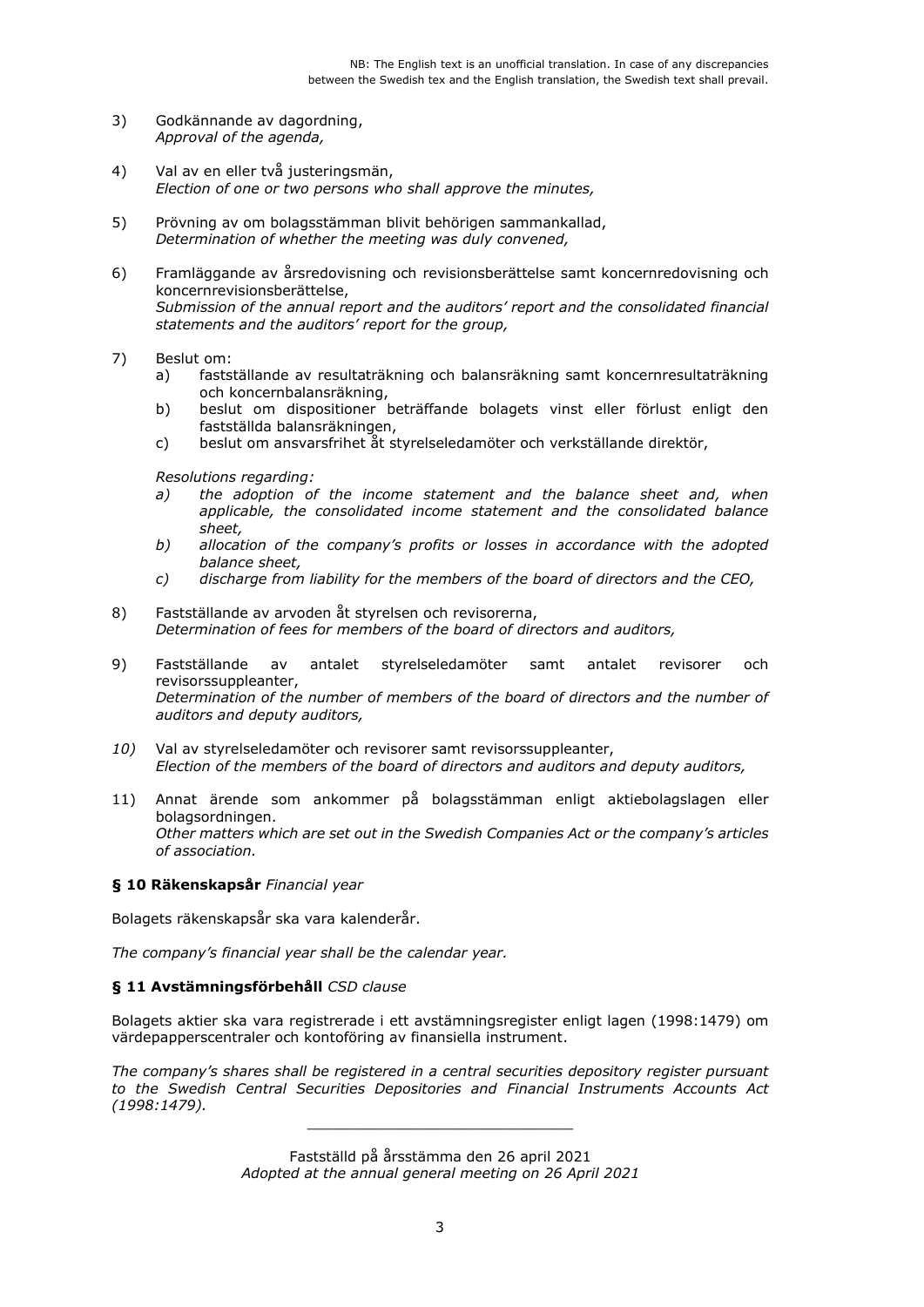NB: The English text is an unofficial translation. In case of any discrepancies between the Swedish tex and the English translation, the Swedish text shall prevail.

3) Godkännande av dagordning,
*Approval of the agenda,*

4) Val av en eller två justeringsmän,
*Election of one or two persons who shall approve the minutes,*

5) Prövning av om bolagsstämman blivit behörigen sammankallad,
*Determination of whether the meeting was duly convened,*

6) Framläggande av årsredovisning och revisionsberättelse samt koncernredovisning och koncernrevisionsberättelse,
*Submission of the annual report and the auditors' report and the consolidated financial statements and the auditors' report for the group,*

7) Beslut om:
   a) fastställande av resultaträkning och balansräkning samt koncernresultaträkning och koncernbalansräkning,
   b) beslut om dispositioner beträffande bolagets vinst eller förlust enligt den fastställda balansräkningen,
   c) beslut om ansvarsfrihet åt styrelseledamöter och verkställande direktör,

   *Resolutions regarding:*
   *a) the adoption of the income statement and the balance sheet and, when applicable, the consolidated income statement and the consolidated balance sheet,*
   *b) allocation of the company's profits or losses in accordance with the adopted balance sheet,*
   *c) discharge from liability for the members of the board of directors and the CEO,*

8) Fastställande av arvoden åt styrelsen och revisorerna,
*Determination of fees for members of the board of directors and auditors,*

9) Fastställande av antalet styrelseledamöter samt antalet revisorer och revisorssuppleanter,
*Determination of the number of members of the board of directors and the number of auditors and deputy auditors,*

*10)* Val av styrelseledamöter och revisorer samt revisorssuppleanter,
*Election of the members of the board of directors and auditors and deputy auditors,*

11) Annat ärende som ankommer på bolagsstämman enligt aktiebolagslagen eller bolagsordningen.
*Other matters which are set out in the Swedish Companies Act or the company's articles of association.*

**§ 10 Räkenskapsår** *Financial year*

Bolagets räkenskapsår ska vara kalenderår.

*The company's financial year shall be the calendar year.*

**§ 11 Avstämningsförbehåll** *CSD clause*

Bolagets aktier ska vara registrerade i ett avstämningsregister enligt lagen (1998:1479) om värdepapperscentraler och kontoföring av finansiella instrument.

*The company's shares shall be registered in a central securities depository register pursuant to the Swedish Central Securities Depositories and Financial Instruments Accounts Act (1998:1479).*

\_\_\_\_\_\_\_\_\_\_\_\_\_\_\_\_\_\_\_\_\_\_\_\_\_\_\_\_\_\_

Fastställd på årsstämma den 26 april 2021
*Adopted at the annual general meeting on 26 April 2021*